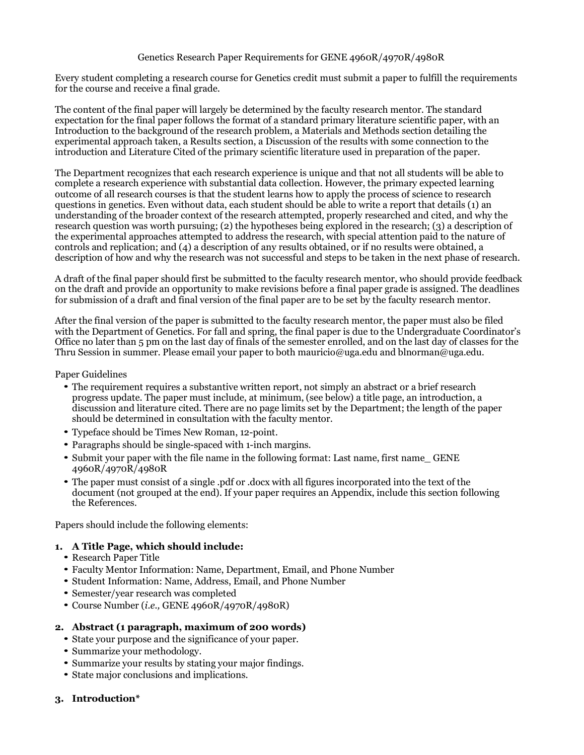# Genetics Research Paper Requirements for GENE 4960R/4970R/4980R

Every student completing a research course for Genetics credit must submit a paper to fulfill the requirements for the course and receive a final grade.

The content of the final paper will largely be determined by the faculty research mentor. The standard expectation for the final paper follows the format of a standard primary literature scientific paper, with an Introduction to the background of the research problem, a Materials and Methods section detailing the experimental approach taken, a Results section, a Discussion of the results with some connection to the introduction and Literature Cited of the primary scientific literature used in preparation of the paper.

The Department recognizes that each research experience is unique and that not all students will be able to complete a research experience with substantial data collection. However, the primary expected learning outcome of all research courses is that the student learns how to apply the process of science to research questions in genetics. Even without data, each student should be able to write a report that details (1) an understanding of the broader context of the research attempted, properly researched and cited, and why the research question was worth pursuing; (2) the hypotheses being explored in the research; (3) a description of the experimental approaches attempted to address the research, with special attention paid to the nature of controls and replication; and (4) a description of any results obtained, or if no results were obtained, a description of how and why the research was not successful and steps to be taken in the next phase of research.

A draft of the final paper should first be submitted to the faculty research mentor, who should provide feedback on the draft and provide an opportunity to make revisions before a final paper grade is assigned. The deadlines for submission of a draft and final version of the final paper are to be set by the faculty research mentor.

After the final version of the paper is submitted to the faculty research mentor, the paper must also be filed with the Department of Genetics. For fall and spring, the final paper is due to the Undergraduate Coordinator's Office no later than 5 pm on the last day of finals of the semester enrolled, and on the last day of classes for the Thru Session in summer. Please email your paper to both mauricio@uga.edu and blnorman@uga.edu.

Paper Guidelines

- The requirement requires a substantive written report, not simply an abstract or a brief research progress update. The paper must include, at minimum, (see below) a title page, an introduction, a discussion and literature cited. There are no page limits set by the Department; the length of the paper should be determined in consultation with the faculty mentor.
- Typeface should be Times New Roman, 12-point.
- Paragraphs should be single-spaced with 1-inch margins.
- Submit your paper with the file name in the following format: Last name, first name_ GENE 4960R/4970R/4980R
- The paper must consist of a single .pdf or .docx with all figures incorporated into the text of the document (not grouped at the end). If your paper requires an Appendix, include this section following the References.

Papers should include the following elements:

**1. A Title Page, which should include:**

- Research Paper Title
- Faculty Mentor Information: Name, Department, Email, and Phone Number
- Student Information: Name, Address, Email, and Phone Number
- Semester/year research was completed
- Course Number (*i.e.,* GENE 4960R/4970R/4980R)

**2. Abstract (1 paragraph, maximum of 200 words)**

- State your purpose and the significance of your paper.
- Summarize your methodology.
- Summarize your results by stating your major findings.
- State major conclusions and implications.

**3. Introduction***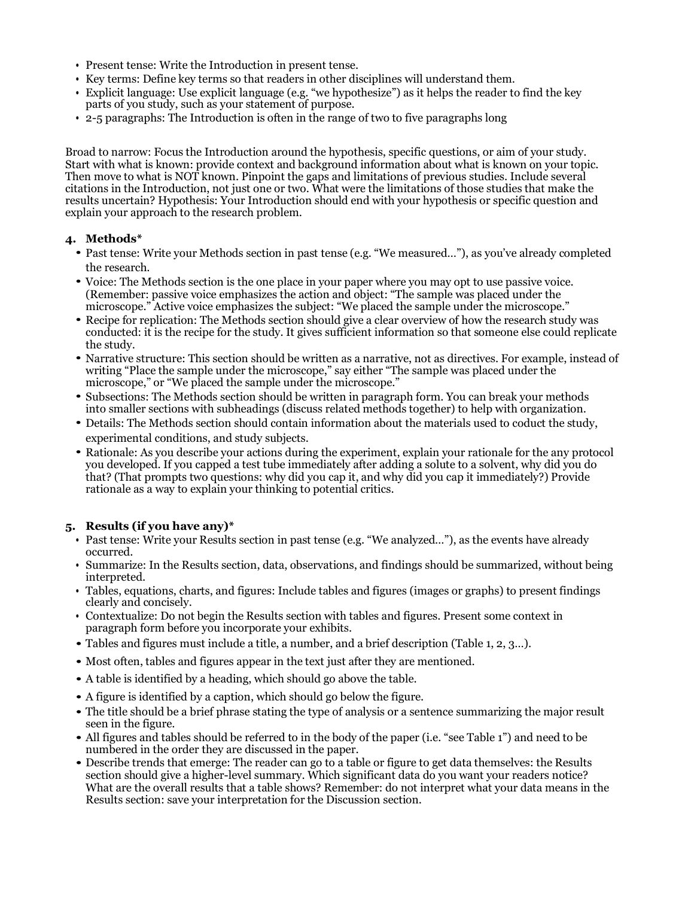- Present tense: Write the Introduction in present tense.
- Key terms: Define key terms so that readers in other disciplines will understand them.
- Explicit language: Use explicit language (e.g. "we hypothesize") as it helps the reader to find the key parts of you study, such as your statement of purpose.
- 2-5 paragraphs: The Introduction is often in the range of two to five paragraphs long

Broad to narrow: Focus the Introduction around the hypothesis, specific questions, or aim of your study. Start with what is known: provide context and background information about what is known on your topic. Then move to what is NOT known. Pinpoint the gaps and limitations of previous studies. Include several citations in the Introduction, not just one or two. What were the limitations of those studies that make the results uncertain? Hypothesis: Your Introduction should end with your hypothesis or specific question and explain your approach to the research problem.

#### 4. Methods*

- Past tense: Write your Methods section in past tense (e.g. "We measured…"), as you've already completed the research.
- Voice: The Methods section is the one place in your paper where you may opt to use passive voice. (Remember: passive voice emphasizes the action and object: "The sample was placed under the microscope." Active voice emphasizes the subject: "We placed the sample under the microscope."
- Recipe for replication: The Methods section should give a clear overview of how the research study was conducted: it is the recipe for the study. It gives sufficient information so that someone else could replicate the study.
- Narrative structure: This section should be written as a narrative, not as directives. For example, instead of writing "Place the sample under the microscope," say either "The sample was placed under the microscope," or "We placed the sample under the microscope."
- Subsections: The Methods section should be written in paragraph form. You can break your methods into smaller sections with subheadings (discuss related methods together) to help with organization.
- Details: The Methods section should contain information about the materials used to coduct the study, experimental conditions, and study subjects.
- Rationale: As you describe your actions during the experiment, explain your rationale for the any protocol you developed. If you capped a test tube immediately after adding a solute to a solvent, why did you do that? (That prompts two questions: why did you cap it, and why did you cap it immediately?) Provide rationale as a way to explain your thinking to potential critics.

#### 5. Results (if you have any)*

- Past tense: Write your Results section in past tense (e.g. "We analyzed…"), as the events have already occurred.
- Summarize: In the Results section, data, observations, and findings should be summarized, without being interpreted.
- Tables, equations, charts, and figures: Include tables and figures (images or graphs) to present findings clearly and concisely.
- Contextualize: Do not begin the Results section with tables and figures. Present some context in paragraph form before you incorporate your exhibits.
- Tables and figures must include a title, a number, and a brief description (Table 1, 2, 3…).
- Most often, tables and figures appear in the text just after they are mentioned.
- A table is identified by a heading, which should go above the table.
- A figure is identified by a caption, which should go below the figure.
- The title should be a brief phrase stating the type of analysis or a sentence summarizing the major result seen in the figure.
- All figures and tables should be referred to in the body of the paper (i.e. "see Table 1") and need to be numbered in the order they are discussed in the paper.
- Describe trends that emerge: The reader can go to a table or figure to get data themselves: the Results section should give a higher-level summary. Which significant data do you want your readers notice? What are the overall results that a table shows? Remember: do not interpret what your data means in the Results section: save your interpretation for the Discussion section.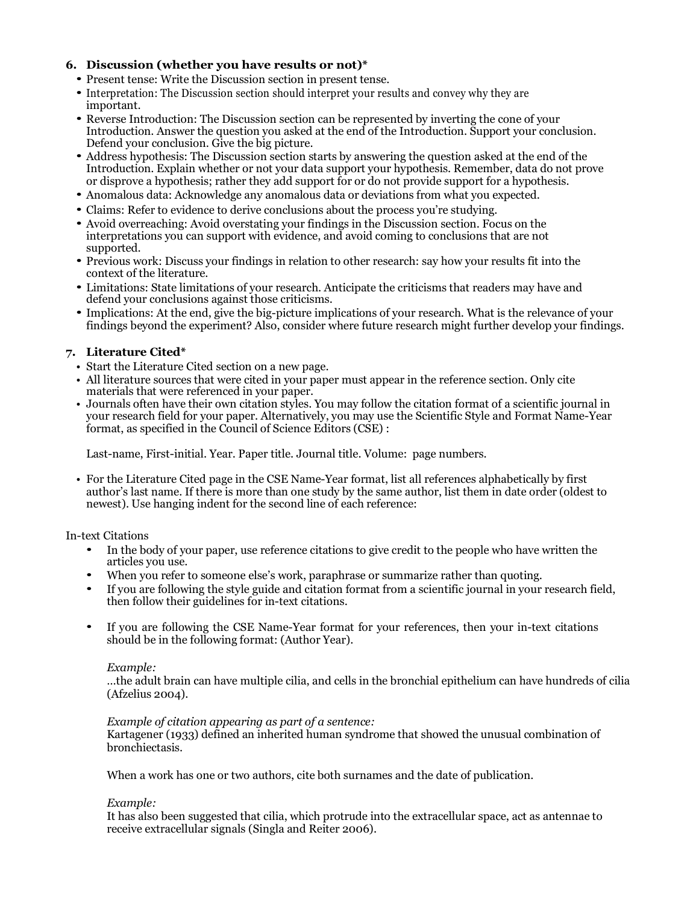### 6. Discussion (whether you have results or not)*

- Present tense: Write the Discussion section in present tense.
- Interpretation: The Discussion section should interpret your results and convey why they are important.
- Reverse Introduction: The Discussion section can be represented by inverting the cone of your Introduction. Answer the question you asked at the end of the Introduction. Support your conclusion. Defend your conclusion. Give the big picture.
- Address hypothesis: The Discussion section starts by answering the question asked at the end of the Introduction. Explain whether or not your data support your hypothesis. Remember, data do not prove or disprove a hypothesis; rather they add support for or do not provide support for a hypothesis.
- Anomalous data: Acknowledge any anomalous data or deviations from what you expected.
- Claims: Refer to evidence to derive conclusions about the process you're studying.
- Avoid overreaching: Avoid overstating your findings in the Discussion section. Focus on the interpretations you can support with evidence, and avoid coming to conclusions that are not supported.
- Previous work: Discuss your findings in relation to other research: say how your results fit into the context of the literature.
- Limitations: State limitations of your research. Anticipate the criticisms that readers may have and defend your conclusions against those criticisms.
- Implications: At the end, give the big-picture implications of your research. What is the relevance of your findings beyond the experiment? Also, consider where future research might further develop your findings.

### 7. Literature Cited*

- Start the Literature Cited section on a new page.
- All literature sources that were cited in your paper must appear in the reference section. Only cite materials that were referenced in your paper.
- Journals often have their own citation styles. You may follow the citation format of a scientific journal in your research field for your paper. Alternatively, you may use the Scientific Style and Format Name-Year format, as specified in the Council of Science Editors (CSE) :

  Last-name, First-initial. Year. Paper title. Journal title. Volume: page numbers.

- For the Literature Cited page in the CSE Name-Year format, list all references alphabetically by first author's last name. If there is more than one study by the same author, list them in date order (oldest to newest). Use hanging indent for the second line of each reference:

In-text Citations

- In the body of your paper, use reference citations to give credit to the people who have written the articles you use.
- When you refer to someone else's work, paraphrase or summarize rather than quoting.
- If you are following the style guide and citation format from a scientific journal in your research field, then follow their guidelines for in-text citations.
- If you are following the CSE Name-Year format for your references, then your in-text citations should be in the following format: (Author Year).

  *Example:*
  …the adult brain can have multiple cilia, and cells in the bronchial epithelium can have hundreds of cilia (Afzelius 2004).

  *Example of citation appearing as part of a sentence:*
  Kartagener (1933) defined an inherited human syndrome that showed the unusual combination of bronchiectasis.

  When a work has one or two authors, cite both surnames and the date of publication.

  *Example:*
  It has also been suggested that cilia, which protrude into the extracellular space, act as antennae to receive extracellular signals (Singla and Reiter 2006).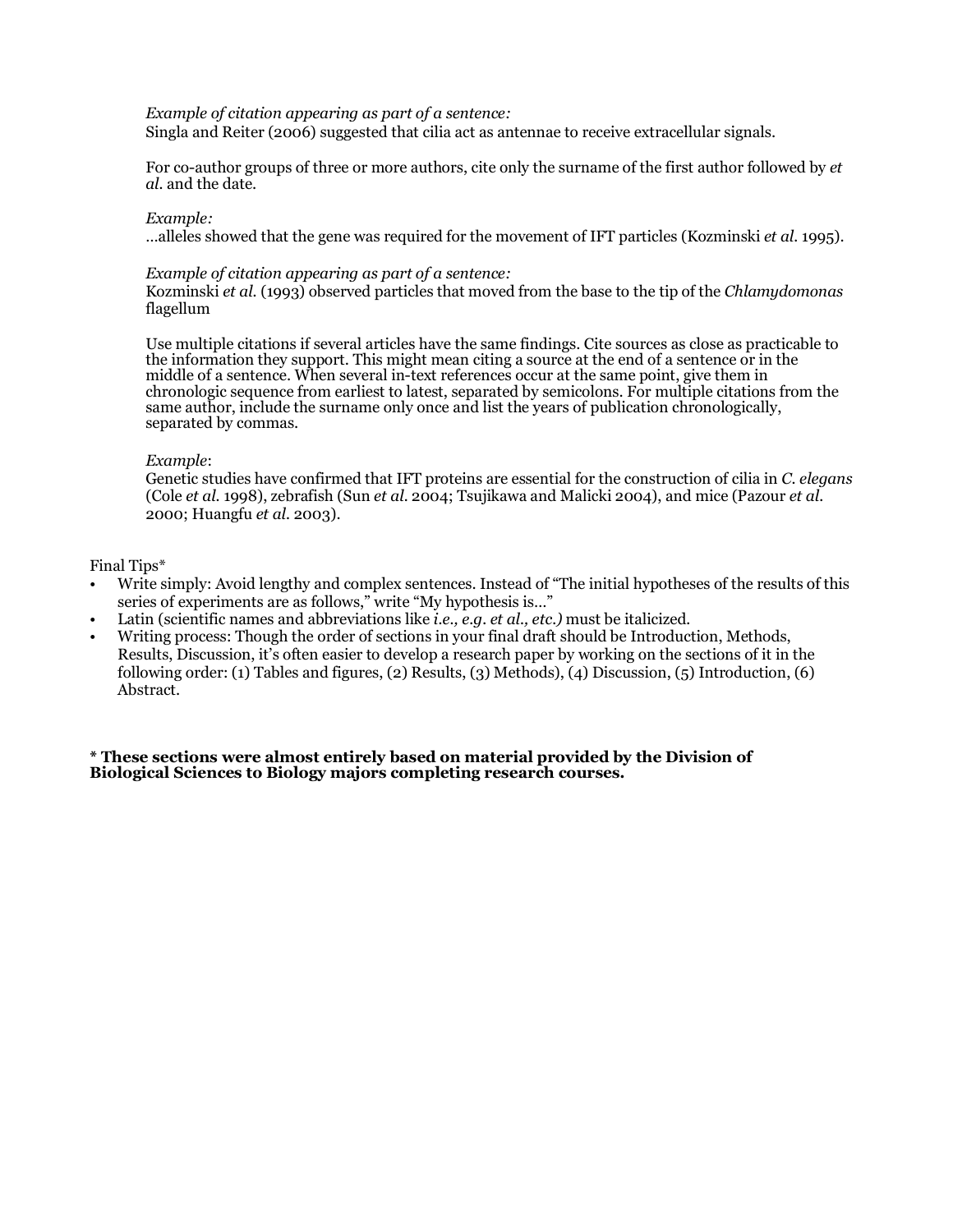*Example of citation appearing as part of a sentence:*
Singla and Reiter (2006) suggested that cilia act as antennae to receive extracellular signals.

For co-author groups of three or more authors, cite only the surname of the first author followed by *et al.* and the date.

*Example:*
…alleles showed that the gene was required for the movement of IFT particles (Kozminski *et al.* 1995).

*Example of citation appearing as part of a sentence:*
Kozminski *et al.* (1993) observed particles that moved from the base to the tip of the *Chlamydomonas* flagellum

Use multiple citations if several articles have the same findings. Cite sources as close as practicable to the information they support. This might mean citing a source at the end of a sentence or in the middle of a sentence. When several in-text references occur at the same point, give them in chronologic sequence from earliest to latest, separated by semicolons. For multiple citations from the same author, include the surname only once and list the years of publication chronologically, separated by commas.

*Example*:
Genetic studies have confirmed that IFT proteins are essential for the construction of cilia in *C. elegans* (Cole *et al.* 1998), zebrafish (Sun *et al.* 2004; Tsujikawa and Malicki 2004), and mice (Pazour *et al.* 2000; Huangfu *et al.* 2003).

Final Tips*

- Write simply: Avoid lengthy and complex sentences. Instead of "The initial hypotheses of the results of this series of experiments are as follows," write "My hypothesis is…"
- Latin (scientific names and abbreviations like *i.e., e.g. et al., etc.)* must be italicized.
- Writing process: Though the order of sections in your final draft should be Introduction, Methods, Results, Discussion, it's often easier to develop a research paper by working on the sections of it in the following order: (1) Tables and figures, (2) Results, (3) Methods), (4) Discussion, (5) Introduction, (6) Abstract.

**\* These sections were almost entirely based on material provided by the Division of Biological Sciences to Biology majors completing research courses.**